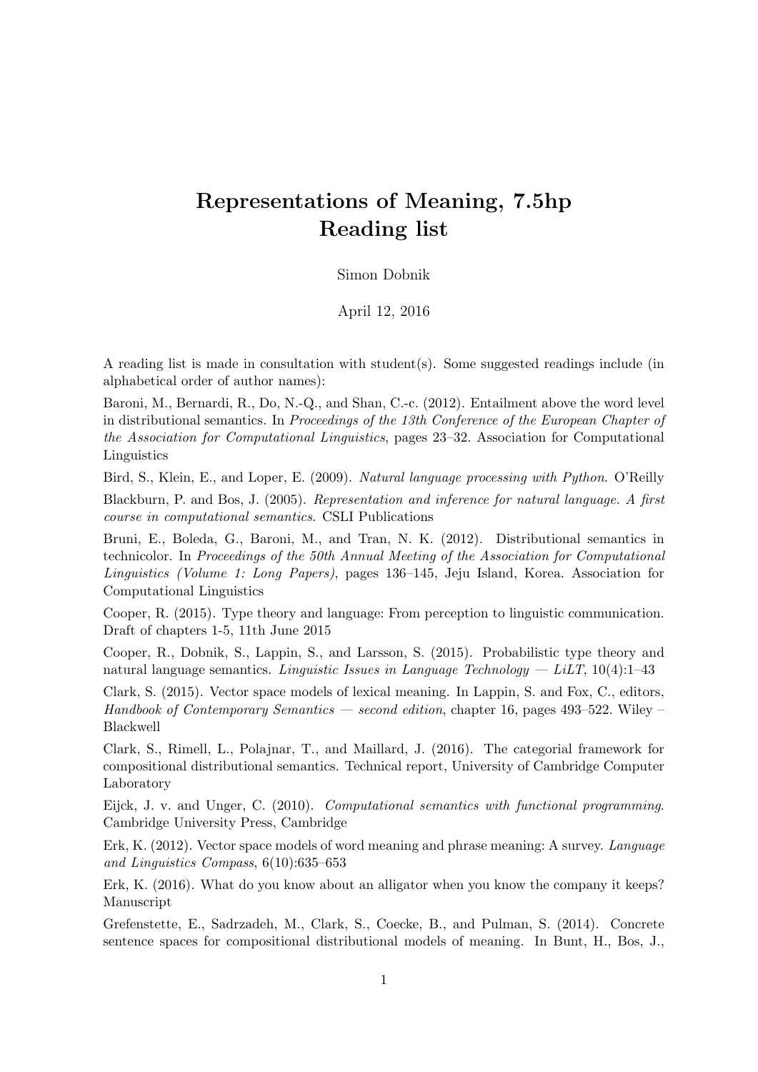# Representations of Meaning, 7.5hp
# Reading list

Simon Dobnik

April 12, 2016

A reading list is made in consultation with student(s). Some suggested readings include (in alphabetical order of author names):

Baroni, M., Bernardi, R., Do, N.-Q., and Shan, C.-c. (2012). Entailment above the word level in distributional semantics. In *Proceedings of the 13th Conference of the European Chapter of the Association for Computational Linguistics*, pages 23–32. Association for Computational Linguistics

Bird, S., Klein, E., and Loper, E. (2009). *Natural language processing with Python*. O'Reilly

Blackburn, P. and Bos, J. (2005). *Representation and inference for natural language. A first course in computational semantics*. CSLI Publications

Bruni, E., Boleda, G., Baroni, M., and Tran, N. K. (2012). Distributional semantics in technicolor. In *Proceedings of the 50th Annual Meeting of the Association for Computational Linguistics (Volume 1: Long Papers)*, pages 136–145, Jeju Island, Korea. Association for Computational Linguistics

Cooper, R. (2015). Type theory and language: From perception to linguistic communication. Draft of chapters 1-5, 11th June 2015

Cooper, R., Dobnik, S., Lappin, S., and Larsson, S. (2015). Probabilistic type theory and natural language semantics. *Linguistic Issues in Language Technology — LiLT*, 10(4):1–43

Clark, S. (2015). Vector space models of lexical meaning. In Lappin, S. and Fox, C., editors, *Handbook of Contemporary Semantics — second edition*, chapter 16, pages 493–522. Wiley – Blackwell

Clark, S., Rimell, L., Polajnar, T., and Maillard, J. (2016). The categorial framework for compositional distributional semantics. Technical report, University of Cambridge Computer Laboratory

Eijck, J. v. and Unger, C. (2010). *Computational semantics with functional programming*. Cambridge University Press, Cambridge

Erk, K. (2012). Vector space models of word meaning and phrase meaning: A survey. *Language and Linguistics Compass*, 6(10):635–653

Erk, K. (2016). What do you know about an alligator when you know the company it keeps? Manuscript

Grefenstette, E., Sadrzadeh, M., Clark, S., Coecke, B., and Pulman, S. (2014). Concrete sentence spaces for compositional distributional models of meaning. In Bunt, H., Bos, J.,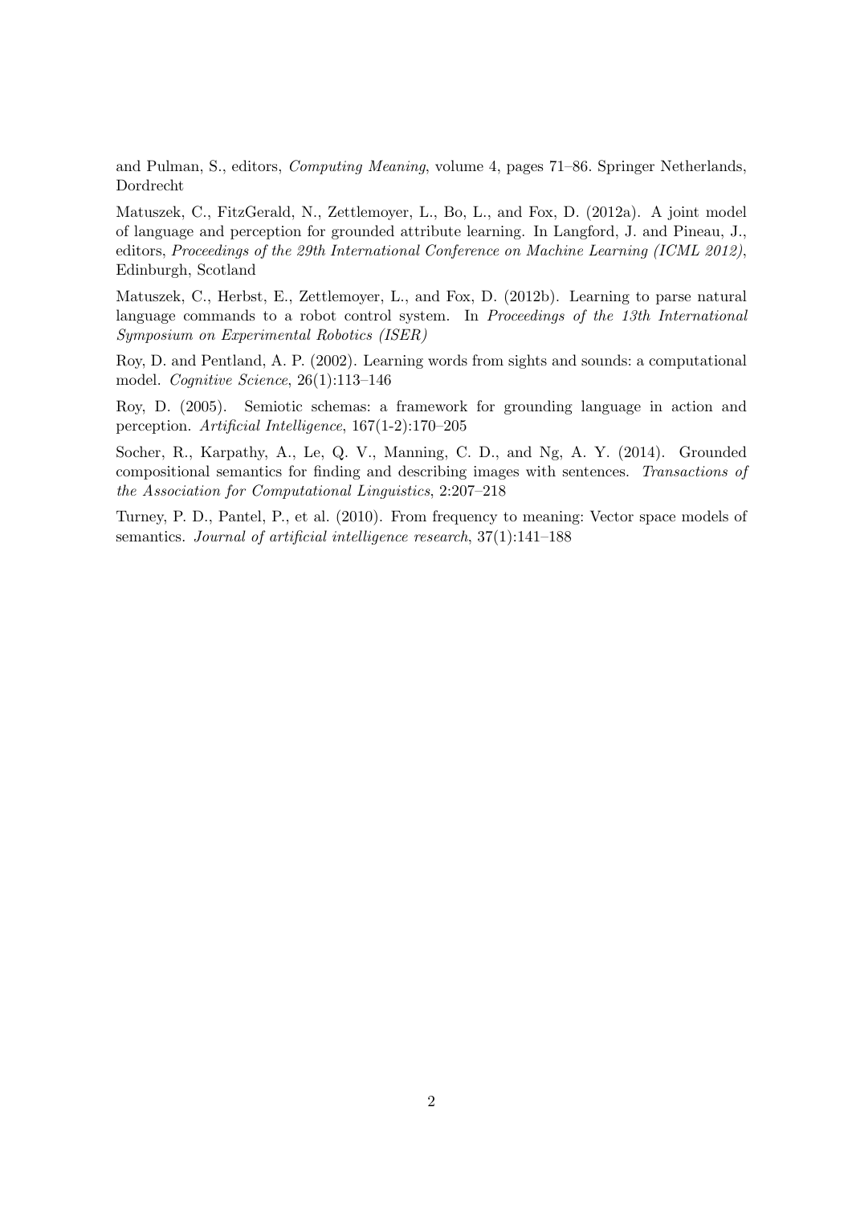and Pulman, S., editors, *Computing Meaning*, volume 4, pages 71–86. Springer Netherlands, Dordrecht

Matuszek, C., FitzGerald, N., Zettlemoyer, L., Bo, L., and Fox, D. (2012a). A joint model of language and perception for grounded attribute learning. In Langford, J. and Pineau, J., editors, *Proceedings of the 29th International Conference on Machine Learning (ICML 2012)*, Edinburgh, Scotland

Matuszek, C., Herbst, E., Zettlemoyer, L., and Fox, D. (2012b). Learning to parse natural language commands to a robot control system. In *Proceedings of the 13th International Symposium on Experimental Robotics (ISER)*

Roy, D. and Pentland, A. P. (2002). Learning words from sights and sounds: a computational model. *Cognitive Science*, 26(1):113–146

Roy, D. (2005). Semiotic schemas: a framework for grounding language in action and perception. *Artificial Intelligence*, 167(1-2):170–205

Socher, R., Karpathy, A., Le, Q. V., Manning, C. D., and Ng, A. Y. (2014). Grounded compositional semantics for finding and describing images with sentences. *Transactions of the Association for Computational Linguistics*, 2:207–218

Turney, P. D., Pantel, P., et al. (2010). From frequency to meaning: Vector space models of semantics. *Journal of artificial intelligence research*, 37(1):141–188